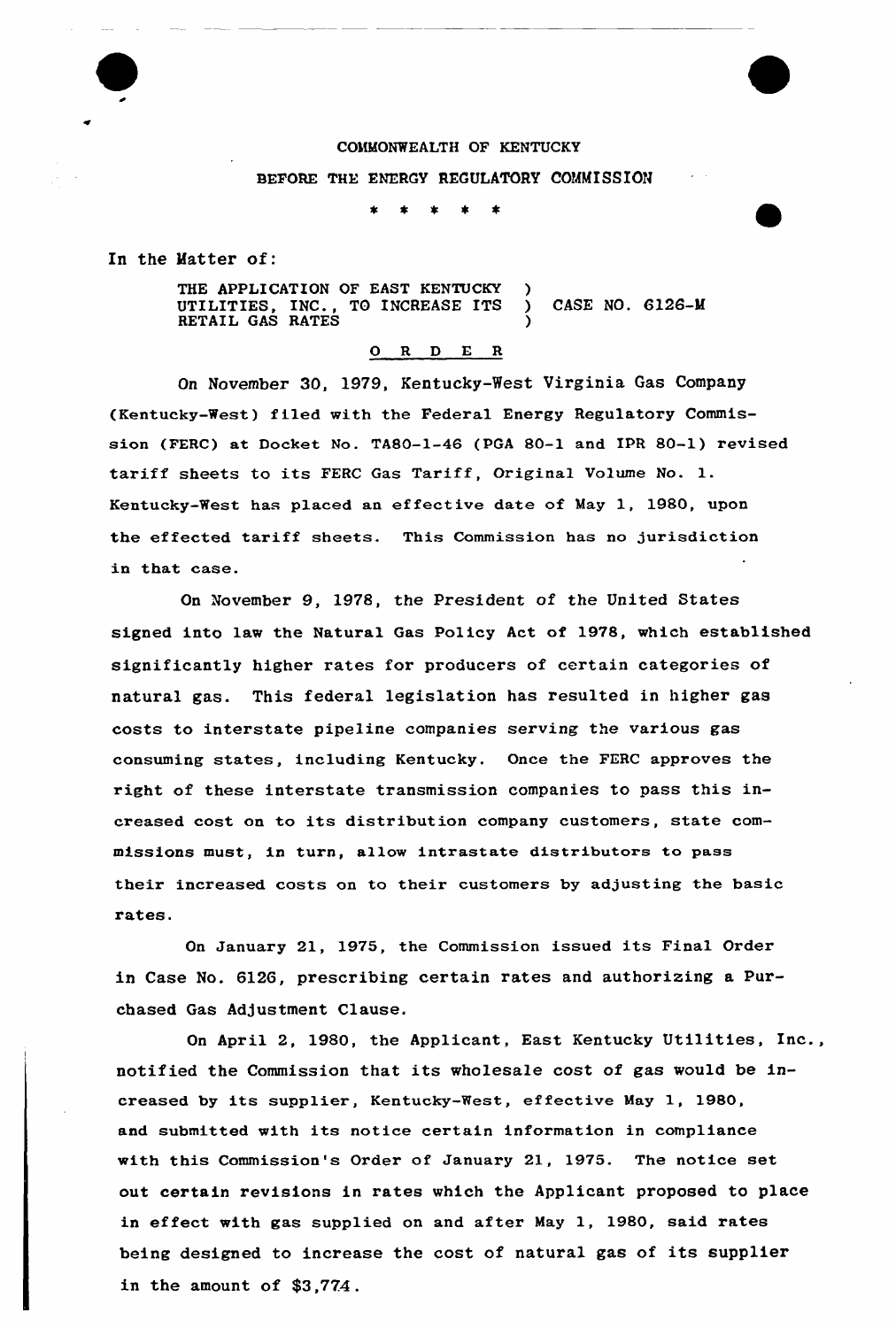COMMONWEALTH OF KENTUCKY

BEFORE THE ENERGY REGULATORY COMMISSION

\* \* \* \* \*

In the Matter of:

THE APPLICATION OF EAST KENTUCKY UTILITIES, INC., TO INCREASE ITS RETAIL GAS RATES ) CASE NO. 6126-M

## O R D E R

On November 30, 1979, Kentucky-West Virginia Gas Company (Kentucky-West) filed with the Federal Energy Regulatory Commission (FERC) at Docket No. TA80-1-46 (PGA 80-1 and IPR 80-1) revised tariff sheets to its FERC Gas Tariff, Original Volume No. 1. Kentucky-West has placed an effective date of May 1, 1980, upon the effected tariff sheets. This Commission has no jurisdiction in that case.

On November 9, 1978, the President of the United States signed into law the Natural Gas Policy Act of 1978, which established significantly higher rates for producers of certain categories of natural gas. This federal legislation has resulted in higher gas costs to interstate pipeline companies serving the various gas consuming states, including Kentucky. Once the FERC approves the right of these interstate transmission companies to pass this increased cost on to its distribution company customers, state commissions must, in turn, allow intrastate distributors to pass their increased costs on to their customers by adjusting the basic rates.

On January 21, 1975, the Commission issued its Final Order in Case No. 6126, prescribing certain rates and authorizing a Purchased Gas Adjustment Clause.

On April 2, 1980, the Applicant, East Kentucky Utilities, Inc., notified the Commission that its wholesale cost of gas would be increased by its supplier, Kentucky-West, effective May 1, 1980, and submitted with its notice certain information in compliance with this Commission's Order of January 21, 1975. The notice set out certain revisions in rates which the Applicant proposed to place in effect with gas supplied on and after May 1, 1980, said rates being designed to increase the cost of natural gas of its supplier in the amount of $3,774.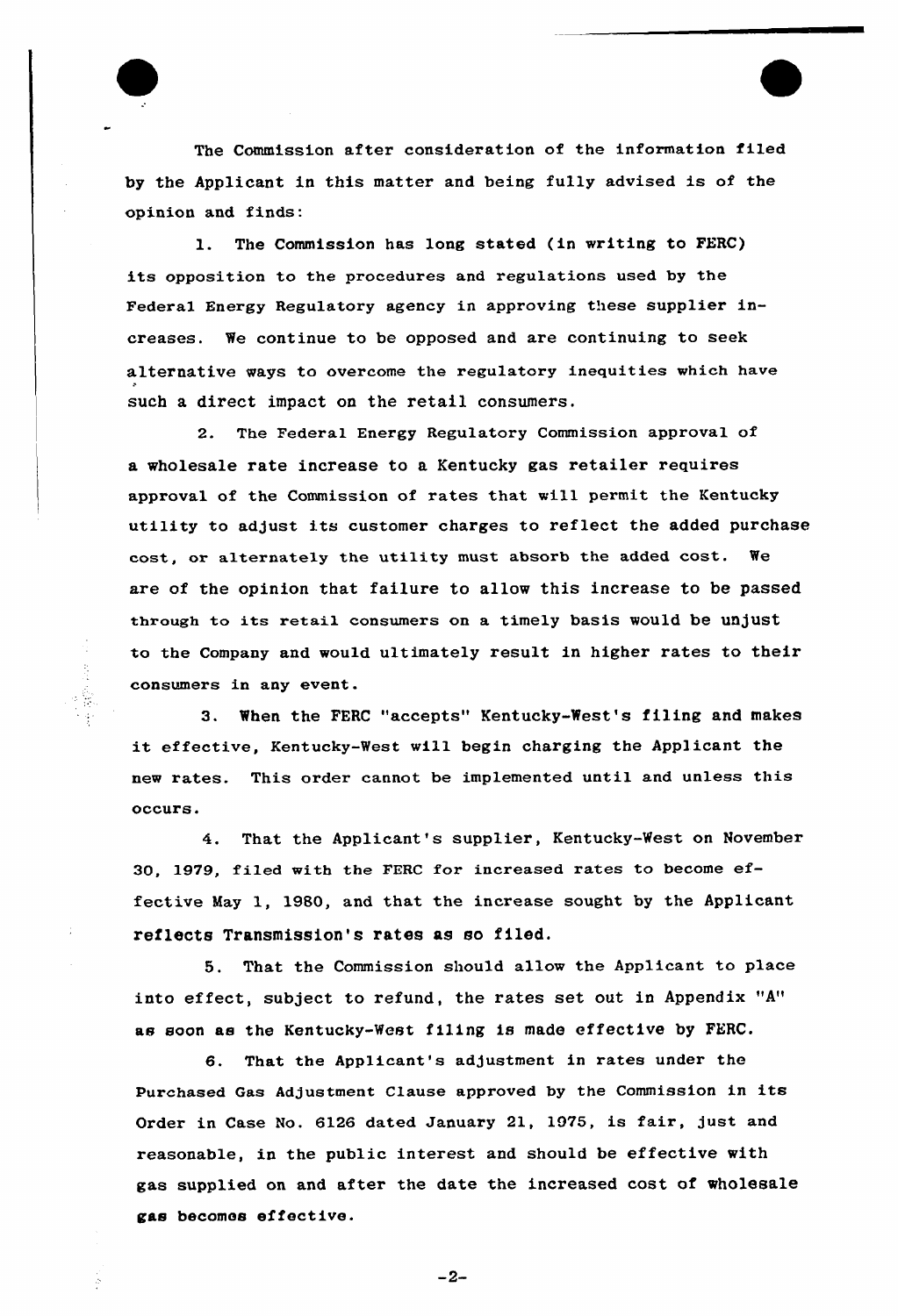The Commission after consideration of the information filed by the Applicant in this matter and being fully advised is of the opinion and finds:

1. The Commission has long stated (in writing to FERC) its opposition to the procedures and regulations used by the Federal Energy Regulatory agency in approving these supplier increases. We continue to be opposed and are continuing to seek alternative ways to overcome the regulatory inequities which have such a direct impact on the retail consumers.

2. The Federal Energy Regulatory Commission approval of a wholesale rate increase to a Kentucky gas retailer requires approval of the Commission of rates that will permit the Kentucky utility to adjust its customer charges to reflect the added purchase cost, or alternately the utility must absorb the added cost. We are of the opinion that failure to allow this increase to be passed through to its retail consumers on a timely basis would be unjust to the Company and would ultimately result in higher rates to their consumers in any event.

3. When the FERC "accepts" Kentucky-West's filing and makes it effective, Kentucky-West will begin charging the Applicant the new rates. This order cannot be implemented until and unless this occurs.

4. That the Applicant's supplier, Kentucky-West on November 30, 1979, filed with the FERC for increased rates to become effective May 1, 1980, and that the increase sought by the Applicant reflects Transmission's rates as so filed.

5. That the Commission should allow the Applicant to place into effect, subject to refund, the rates set out in Appendix "A" as soon as the Kentucky-West filing is made effective by FERC.

6. That the Applicant's adjustment in rates under the Purchased Gas Adjustment Clause approved by the Commission in its Order in Case No. 6126 dated January 21, 1975, is fair, just and reasonable, in the public interest and should be effective with gas supplied on and after the date the increased cost of wholesale gas becomes effective.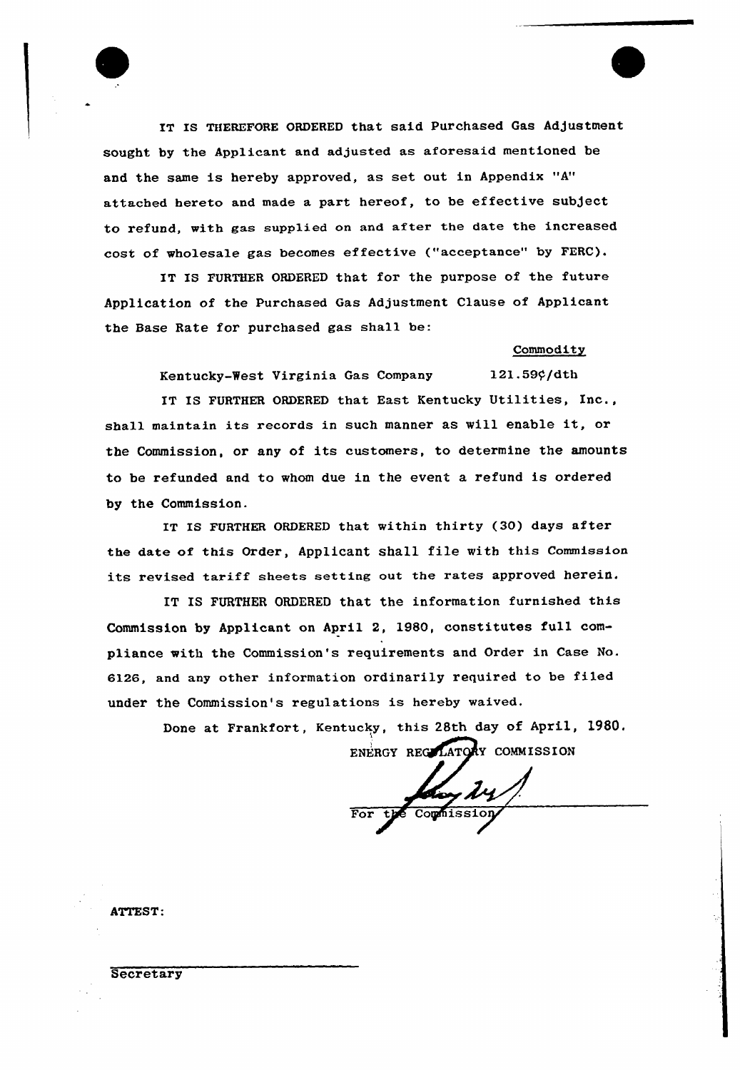IT IS THEREFORE ORDERED that said Purchased Gas Adjustment sought by the Applicant and adjusted as aforesaid mentioned be and the same is hereby approved, as set out in Appendix "A" attached hereto and made a part hereof, to be effective subject to refund, with gas supplied on and after the date the increased cost of wholesale gas becomes effective ("acceptance" by FERC).

IT IS FURTHER ORDERED that for the purpose of the future Application of the Purchased Gas Adjustment Clause of Applicant the Base Rate for purchased gas shall be:

| | Commodity |
|---|---|
| Kentucky-West Virginia Gas Company | 121.59¢/dth |

IT IS FURTHER ORDERED that East Kentucky Utilities, Inc., shall maintain its records in such manner as will enable it, or the Commission, or any of its customers, to determine the amounts to be refunded and to whom due in the event a refund is ordered by the Commission.

IT IS FURTHER ORDERED that within thirty (30) days after the date of this Order, Applicant shall file with this Commission its revised tariff sheets setting out the rates approved herein.

IT IS FURTHER ORDERED that the information furnished this Commission by Applicant on April 2, 1980, constitutes full compliance with the Commission's requirements and Order in Case No. 6126, and any other information ordinarily required to be filed under the Commission's regulations is hereby waived.

Done at Frankfort, Kentucky, this 28th day of April, 1980.

ENERGY REGULATORY COMMISSION

For the Commission

ATTEST:

Secretary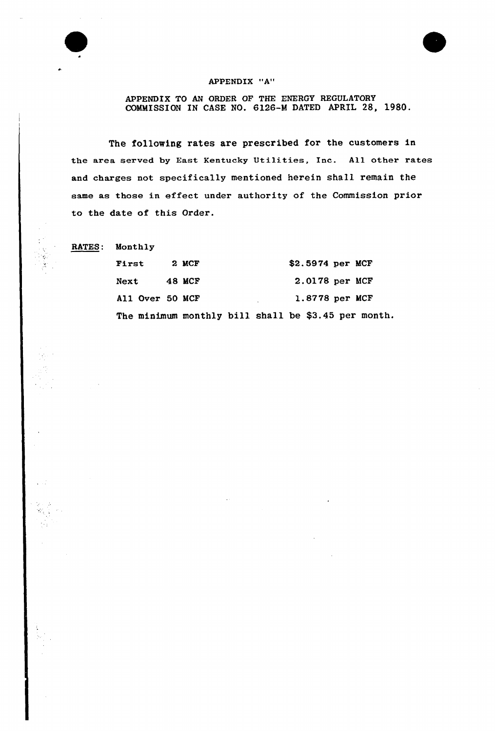APPENDIX "A"

APPENDIX TO AN ORDER OF THE ENERGY REGULATORY COMMISSION IN CASE NO. 6126-M DATED APRIL 28, 1980.

The following rates are prescribed for the customers in the area served by East Kentucky Utilities, Inc. All other rates and charges not specifically mentioned herein shall remain the same as those in effect under authority of the Commission prior to the date of this Order.

RATES: Monthly

| | |
|---|---|
| First 2 MCF | $2.5974 per MCF |
| Next 48 MCF | 2.0178 per MCF |
| All Over 50 MCF | 1.8778 per MCF |

The minimum monthly bill shall be $3.45 per month.